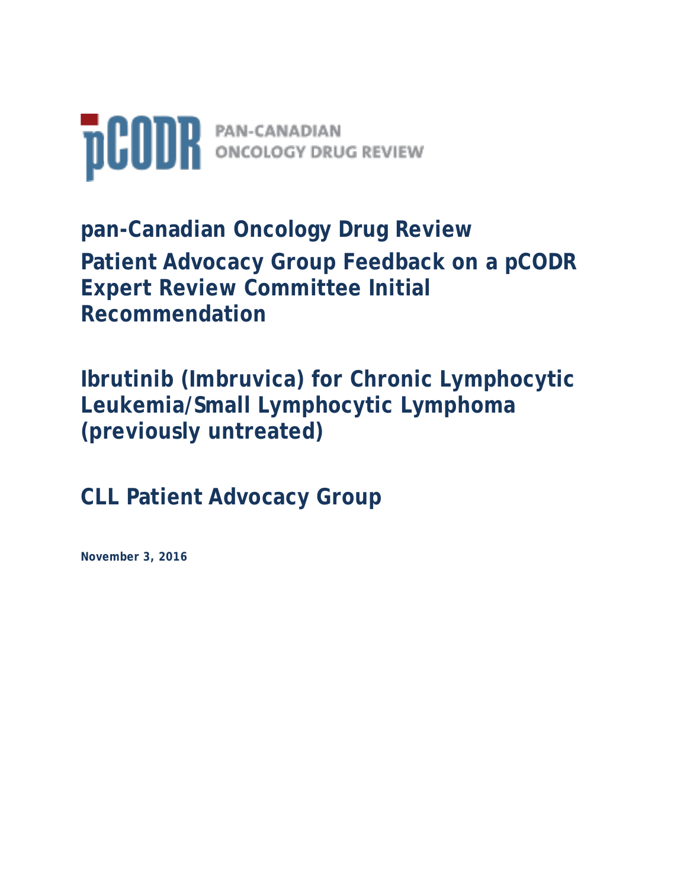pCODR PAN-CANADIAN ONCOLOGY DRUG REVIEW

# pan-Canadian Oncology Drug Review

# Patient Advocacy Group Feedback on a pCODR Expert Review Committee Initial Recommendation

# Ibrutinib (Imbruvica) for Chronic Lymphocytic Leukemia/Small Lymphocytic Lymphoma (previously untreated)

# CLL Patient Advocacy Group

**November 3, 2016**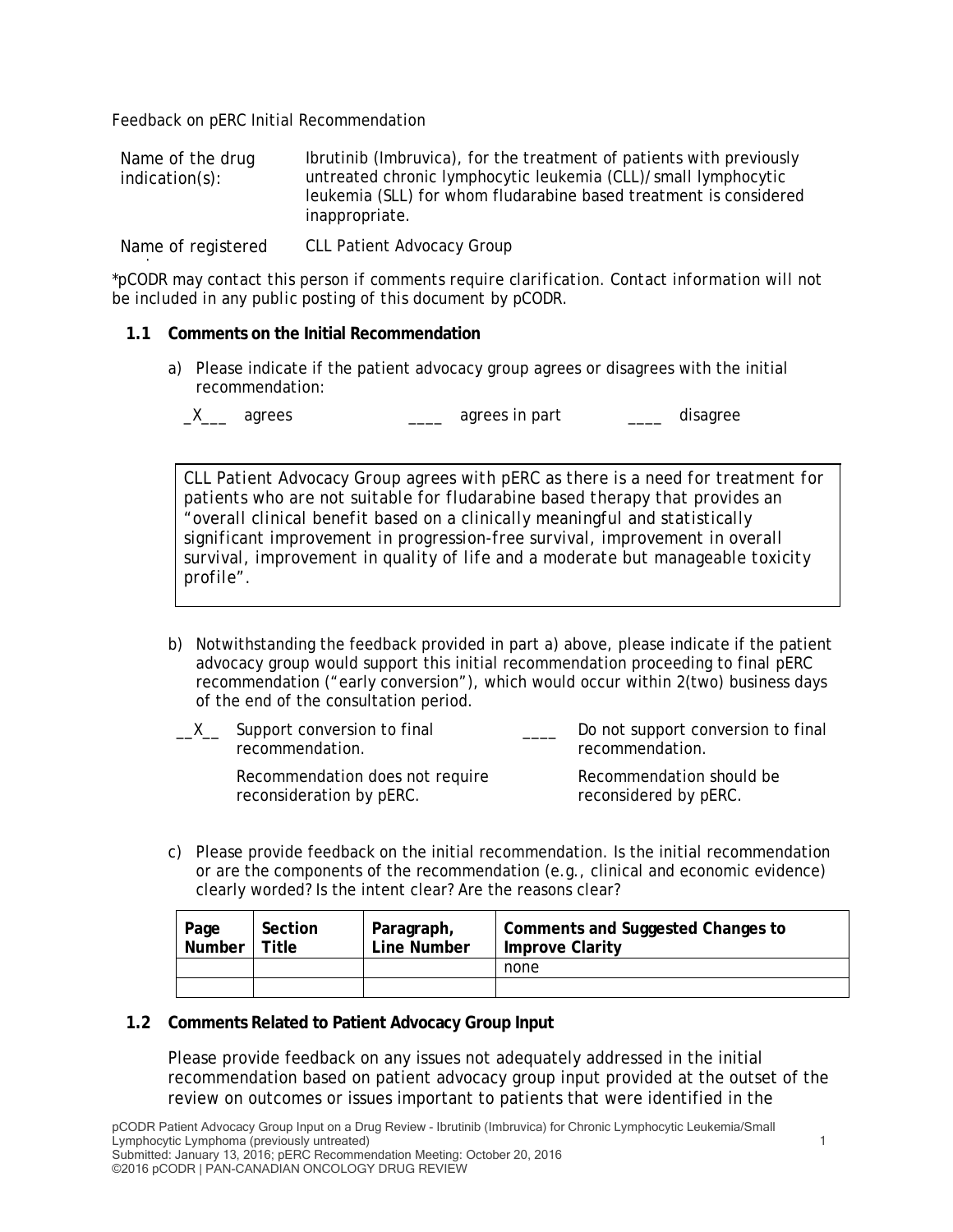Feedback on pERC Initial Recommendation

| | |
|---|---|
| Name of the drug indication(s): | Ibrutinib (Imbruvica), for the treatment of patients with previously untreated chronic lymphocytic leukemia (CLL)/small lymphocytic leukemia (SLL) for whom fludarabine based treatment is considered inappropriate. |
| Name of registered | CLL Patient Advocacy Group |

*pCODR may contact this person if comments require clarification. Contact information will not be included in any public posting of this document by pCODR.

### 1.1 Comments on the Initial Recommendation

a) Please indicate if the patient advocacy group agrees or disagrees with the initial recommendation:

_X___ agrees ____ agrees in part ____ disagree

> CLL Patient Advocacy Group agrees with pERC as there is a need for treatment for patients who are not suitable for fludarabine based therapy that provides an "overall clinical benefit based on a clinically meaningful and statistically significant improvement in progression-free survival, improvement in overall survival, improvement in quality of life and a moderate but manageable toxicity profile".

b) Notwithstanding the feedback provided in part a) above, please indicate if the patient advocacy group would support this initial recommendation proceeding to final pERC recommendation ("early conversion"), which would occur within 2(two) business days of the end of the consultation period.

__X__ Support conversion to final recommendation.
Recommendation does not require reconsideration by pERC.

____ Do not support conversion to final recommendation.
Recommendation should be reconsidered by pERC.

c) Please provide feedback on the initial recommendation. Is the initial recommendation or are the components of the recommendation (e.g., clinical and economic evidence) clearly worded? Is the intent clear? Are the reasons clear?

| Page Number | Section Title | Paragraph, Line Number | Comments and Suggested Changes to Improve Clarity |
|---|---|---|---|
| | | | none |
| | | | |

### 1.2 Comments Related to Patient Advocacy Group Input

Please provide feedback on any issues not adequately addressed in the initial recommendation based on patient advocacy group input provided at the outset of the review on outcomes or issues important to patients that were identified in the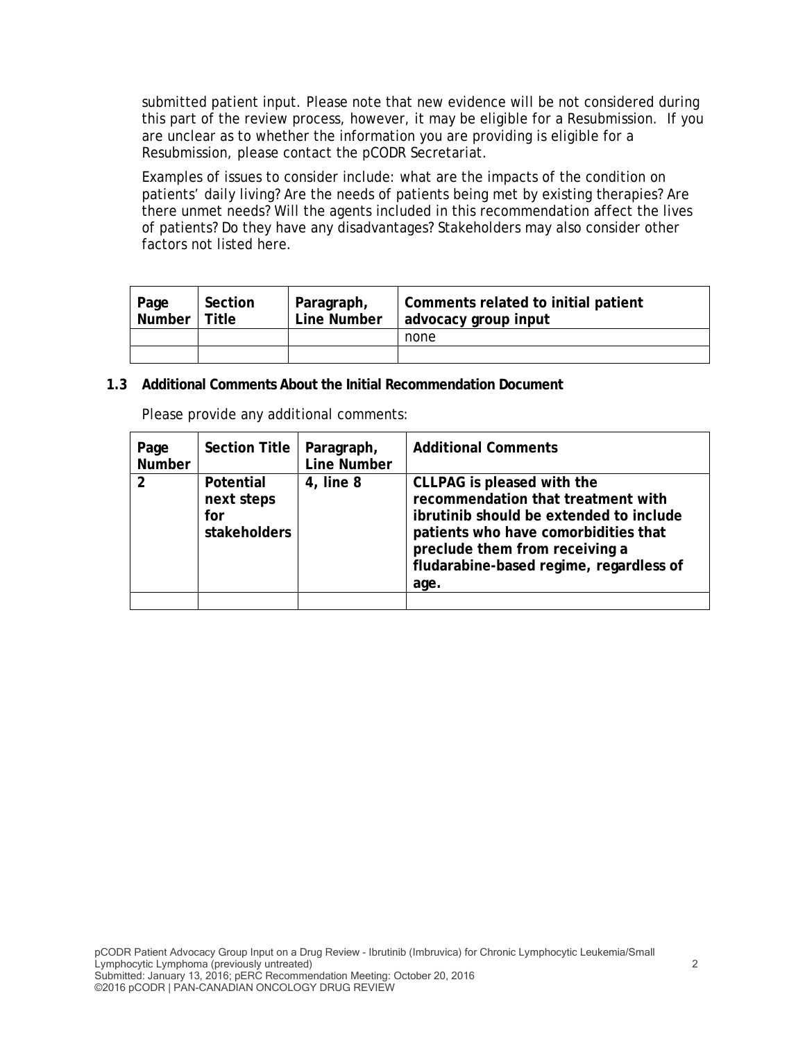submitted patient input. Please note that new evidence will be not considered during this part of the review process, however, it may be eligible for a Resubmission. If you are unclear as to whether the information you are providing is eligible for a Resubmission, please contact the pCODR Secretariat.

Examples of issues to consider include: what are the impacts of the condition on patients' daily living? Are the needs of patients being met by existing therapies? Are there unmet needs? Will the agents included in this recommendation affect the lives of patients? Do they have any disadvantages? Stakeholders may also consider other factors not listed here.

| Page Number | Section Title | Paragraph, Line Number | Comments related to initial patient advocacy group input |
|---|---|---|---|
| | | | none |
| | | | |

### 1.3 Additional Comments About the Initial Recommendation Document

Please provide any additional comments:

| Page Number | Section Title | Paragraph, Line Number | Additional Comments |
|---|---|---|---|
| **2** | **Potential next steps for stakeholders** | **4, line 8** | **CLLPAG is pleased with the recommendation that treatment with ibrutinib should be extended to include patients who have comorbidities that preclude them from receiving a fludarabine-based regime, regardless of age.** |
| | | | |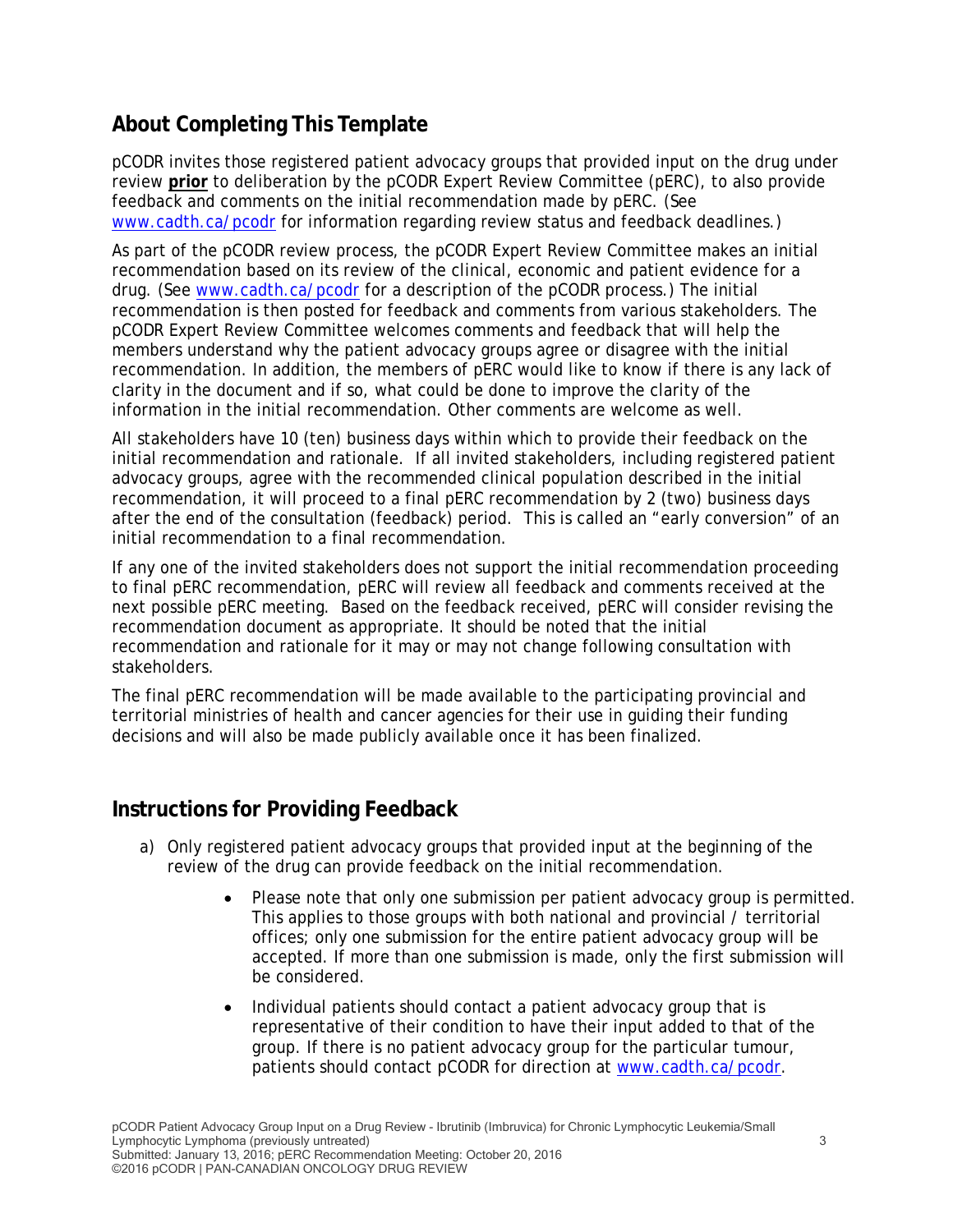## About Completing This Template

pCODR invites those registered patient advocacy groups that provided input on the drug under review **prior** to deliberation by the pCODR Expert Review Committee (pERC), to also provide feedback and comments on the initial recommendation made by pERC. (See www.cadth.ca/pcodr for information regarding review status and feedback deadlines.)

As part of the pCODR review process, the pCODR Expert Review Committee makes an initial recommendation based on its review of the clinical, economic and patient evidence for a drug. (See www.cadth.ca/pcodr for a description of the pCODR process.) The initial recommendation is then posted for feedback and comments from various stakeholders. The pCODR Expert Review Committee welcomes comments and feedback that will help the members understand why the patient advocacy groups agree or disagree with the initial recommendation. In addition, the members of pERC would like to know if there is any lack of clarity in the document and if so, what could be done to improve the clarity of the information in the initial recommendation. Other comments are welcome as well.

All stakeholders have 10 (ten) business days within which to provide their feedback on the initial recommendation and rationale. If all invited stakeholders, including registered patient advocacy groups, agree with the recommended clinical population described in the initial recommendation, it will proceed to a final pERC recommendation by 2 (two) business days after the end of the consultation (feedback) period. This is called an "early conversion" of an initial recommendation to a final recommendation.

If any one of the invited stakeholders does not support the initial recommendation proceeding to final pERC recommendation, pERC will review all feedback and comments received at the next possible pERC meeting. Based on the feedback received, pERC will consider revising the recommendation document as appropriate. It should be noted that the initial recommendation and rationale for it may or may not change following consultation with stakeholders.

The final pERC recommendation will be made available to the participating provincial and territorial ministries of health and cancer agencies for their use in guiding their funding decisions and will also be made publicly available once it has been finalized.

## Instructions for Providing Feedback

a) Only registered patient advocacy groups that provided input at the beginning of the review of the drug can provide feedback on the initial recommendation.

   - Please note that only one submission per patient advocacy group is permitted. This applies to those groups with both national and provincial / territorial offices; only one submission for the entire patient advocacy group will be accepted. If more than one submission is made, only the first submission will be considered.
   - Individual patients should contact a patient advocacy group that is representative of their condition to have their input added to that of the group. If there is no patient advocacy group for the particular tumour, patients should contact pCODR for direction at www.cadth.ca/pcodr.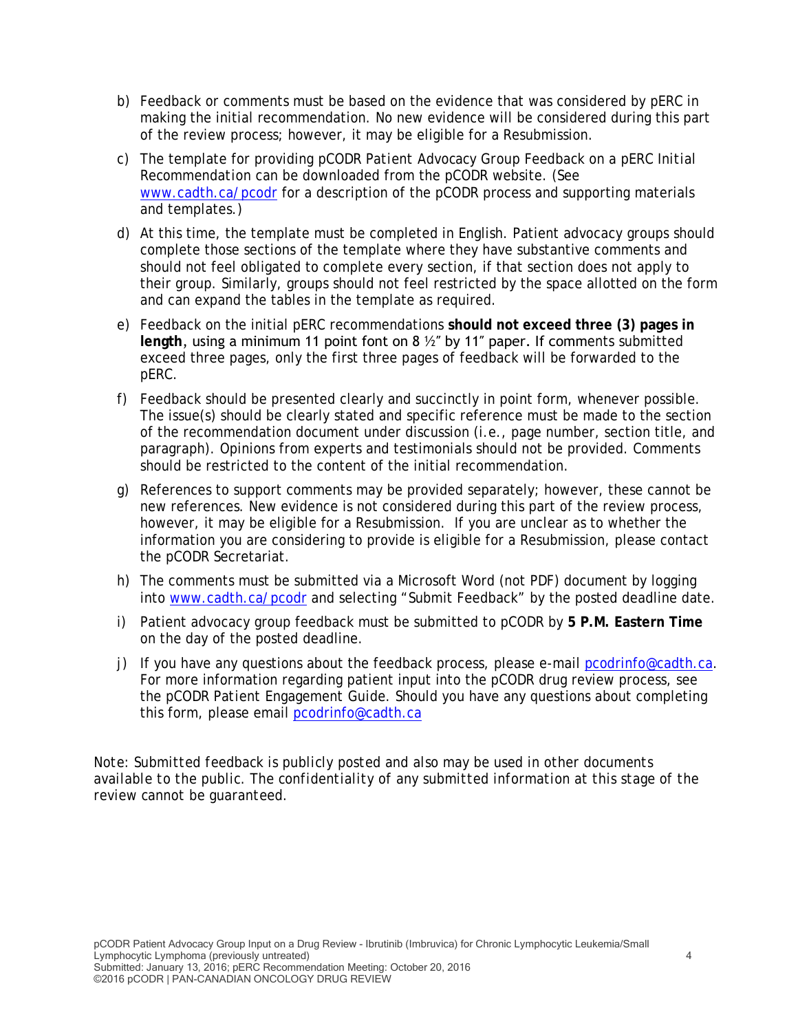b) Feedback or comments must be based on the evidence that was considered by pERC in making the initial recommendation. No new evidence will be considered during this part of the review process; however, it may be eligible for a Resubmission.

c) The template for providing pCODR Patient Advocacy Group Feedback on a pERC Initial Recommendation can be downloaded from the pCODR website. (See www.cadth.ca/pcodr for a description of the pCODR process and supporting materials and templates.)

d) At this time, the template must be completed in English. Patient advocacy groups should complete those sections of the template where they have substantive comments and should not feel obligated to complete every section, if that section does not apply to their group. Similarly, groups should not feel restricted by the space allotted on the form and can expand the tables in the template as required.

e) Feedback on the initial pERC recommendations **should not exceed three (3) pages in length**, using a minimum 11 point font on 8 ½" by 11" paper. If comments submitted exceed three pages, only the first three pages of feedback will be forwarded to the pERC.

f) Feedback should be presented clearly and succinctly in point form, whenever possible. The issue(s) should be clearly stated and specific reference must be made to the section of the recommendation document under discussion (i.e., page number, section title, and paragraph). Opinions from experts and testimonials should not be provided. Comments should be restricted to the content of the initial recommendation.

g) References to support comments may be provided separately; however, these cannot be new references. New evidence is not considered during this part of the review process, however, it may be eligible for a Resubmission. If you are unclear as to whether the information you are considering to provide is eligible for a Resubmission, please contact the pCODR Secretariat.

h) The comments must be submitted via a Microsoft Word (not PDF) document by logging into www.cadth.ca/pcodr and selecting "Submit Feedback" by the posted deadline date.

i) Patient advocacy group feedback must be submitted to pCODR by **5 P.M. Eastern Time** on the day of the posted deadline.

j) If you have any questions about the feedback process, please e-mail pcodrinfo@cadth.ca. For more information regarding patient input into the pCODR drug review process, see the pCODR Patient Engagement Guide. Should you have any questions about completing this form, please email pcodrinfo@cadth.ca

*Note: Submitted feedback is publicly posted and also may be used in other documents available to the public. The confidentiality of any submitted information at this stage of the review cannot be guaranteed.*